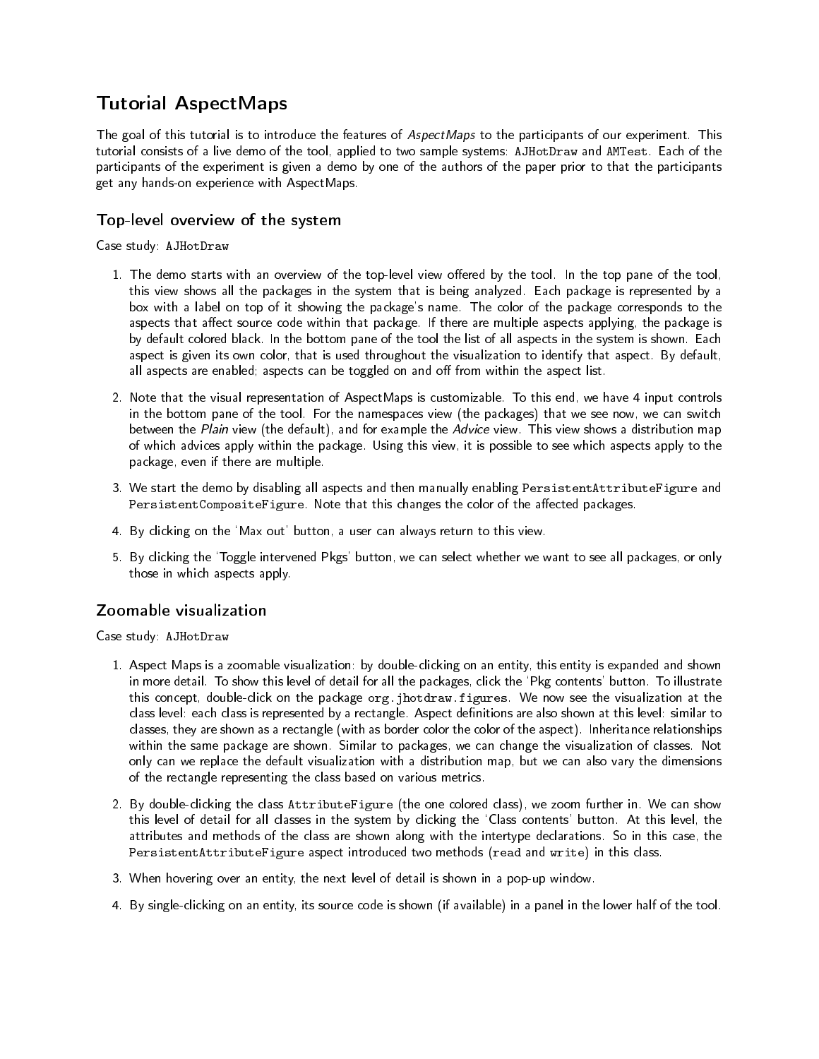# Tutorial AspectMaps

The goal of this tutorial is to introduce the features of *AspectMaps* to the participants of our experiment. This tutorial consists of a live demo of the tool, applied to two sample systems: `AJHotDraw` and `AMTest`. Each of the participants of the experiment is given a demo by one of the authors of the paper prior to that the participants get any hands-on experience with AspectMaps.

## Top-level overview of the system

Case study: `AJHotDraw`

1. The demo starts with an overview of the top-level view offered by the tool. In the top pane of the tool, this view shows all the packages in the system that is being analyzed. Each package is represented by a box with a label on top of it showing the package's name. The color of the package corresponds to the aspects that affect source code within that package. If there are multiple aspects applying, the package is by default colored black. In the bottom pane of the tool the list of all aspects in the system is shown. Each aspect is given its own color, that is used throughout the visualization to identify that aspect. By default, all aspects are enabled; aspects can be toggled on and off from within the aspect list.
2. Note that the visual representation of AspectMaps is customizable. To this end, we have 4 input controls in the bottom pane of the tool. For the namespaces view (the packages) that we see now, we can switch between the *Plain* view (the default), and for example the *Advice* view. This view shows a distribution map of which advices apply within the package. Using this view, it is possible to see which aspects apply to the package, even if there are multiple.
3. We start the demo by disabling all aspects and then manually enabling `PersistentAttributeFigure` and `PersistentCompositeFigure`. Note that this changes the color of the affected packages.
4. By clicking on the 'Max out' button, a user can always return to this view.
5. By clicking the 'Toggle intervened Pkgs' button, we can select whether we want to see all packages, or only those in which aspects apply.

## Zoomable visualization

Case study: `AJHotDraw`

1. Aspect Maps is a zoomable visualization: by double-clicking on an entity, this entity is expanded and shown in more detail. To show this level of detail for all the packages, click the 'Pkg contents' button. To illustrate this concept, double-click on the package `org.jhotdraw.figures`. We now see the visualization at the class level: each class is represented by a rectangle. Aspect definitions are also shown at this level: similar to classes, they are shown as a rectangle (with as border color the color of the aspect). Inheritance relationships within the same package are shown. Similar to packages, we can change the visualization of classes. Not only can we replace the default visualization with a distribution map, but we can also vary the dimensions of the rectangle representing the class based on various metrics.
2. By double-clicking the class `AttributeFigure` (the one colored class), we zoom further in. We can show this level of detail for all classes in the system by clicking the 'Class contents' button. At this level, the attributes and methods of the class are shown along with the intertype declarations. So in this case, the `PersistentAttributeFigure` aspect introduced two methods (`read` and `write`) in this class.
3. When hovering over an entity, the next level of detail is shown in a pop-up window.
4. By single-clicking on an entity, its source code is shown (if available) in a panel in the lower half of the tool.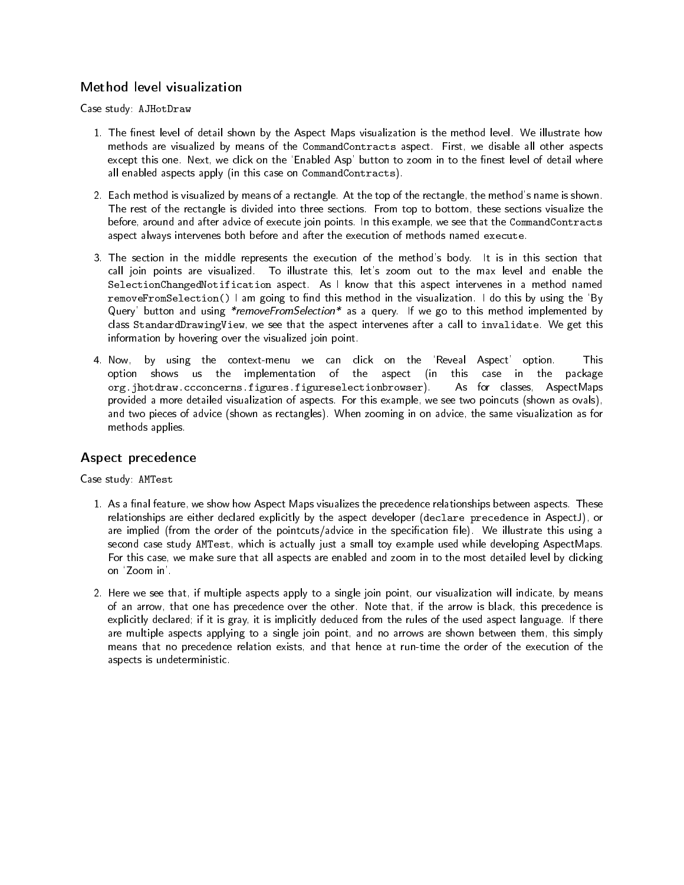## Method level visualization

Case study: `AJHotDraw`

1. The finest level of detail shown by the Aspect Maps visualization is the method level. We illustrate how methods are visualized by means of the `CommandContracts` aspect. First, we disable all other aspects except this one. Next, we click on the 'Enabled Asp' button to zoom in to the finest level of detail where all enabled aspects apply (in this case on `CommandContracts`).

2. Each method is visualized by means of a rectangle. At the top of the rectangle, the method's name is shown. The rest of the rectangle is divided into three sections. From top to bottom, these sections visualize the before, around and after advice of execute join points. In this example, we see that the `CommandContracts` aspect always intervenes both before and after the execution of methods named `execute`.

3. The section in the middle represents the execution of the method's body. It is in this section that call join points are visualized. To illustrate this, let's zoom out to the max level and enable the `SelectionChangedNotification` aspect. As I know that this aspect intervenes in a method named `removeFromSelection()` I am going to find this method in the visualization. I do this by using the 'By Query' button and using *\*removeFromSelection\** as a query. If we go to this method implemented by class `StandardDrawingView`, we see that the aspect intervenes after a call to `invalidate`. We get this information by hovering over the visualized join point.

4. Now, by using the context-menu we can click on the 'Reveal Aspect' option. This option shows us the implementation of the aspect (in this case in the package `org.jhotdraw.ccconcerns.figures.figureselectionbrowser`). As for classes, AspectMaps provided a more detailed visualization of aspects. For this example, we see two poincuts (shown as ovals), and two pieces of advice (shown as rectangles). When zooming in on advice, the same visualization as for methods applies.

## Aspect precedence

Case study: `AMTest`

1. As a final feature, we show how Aspect Maps visualizes the precedence relationships between aspects. These relationships are either declared explicitly by the aspect developer (`declare precedence` in AspectJ), or are implied (from the order of the pointcuts/advice in the specification file). We illustrate this using a second case study `AMTest`, which is actually just a small toy example used while developing AspectMaps. For this case, we make sure that all aspects are enabled and zoom in to the most detailed level by clicking on 'Zoom in'.

2. Here we see that, if multiple aspects apply to a single join point, our visualization will indicate, by means of an arrow, that one has precedence over the other. Note that, if the arrow is black, this precedence is explicitly declared; if it is gray, it is implicitly deduced from the rules of the used aspect language. If there are multiple aspects applying to a single join point, and no arrows are shown between them, this simply means that no precedence relation exists, and that hence at run-time the order of the execution of the aspects is undeterministic.